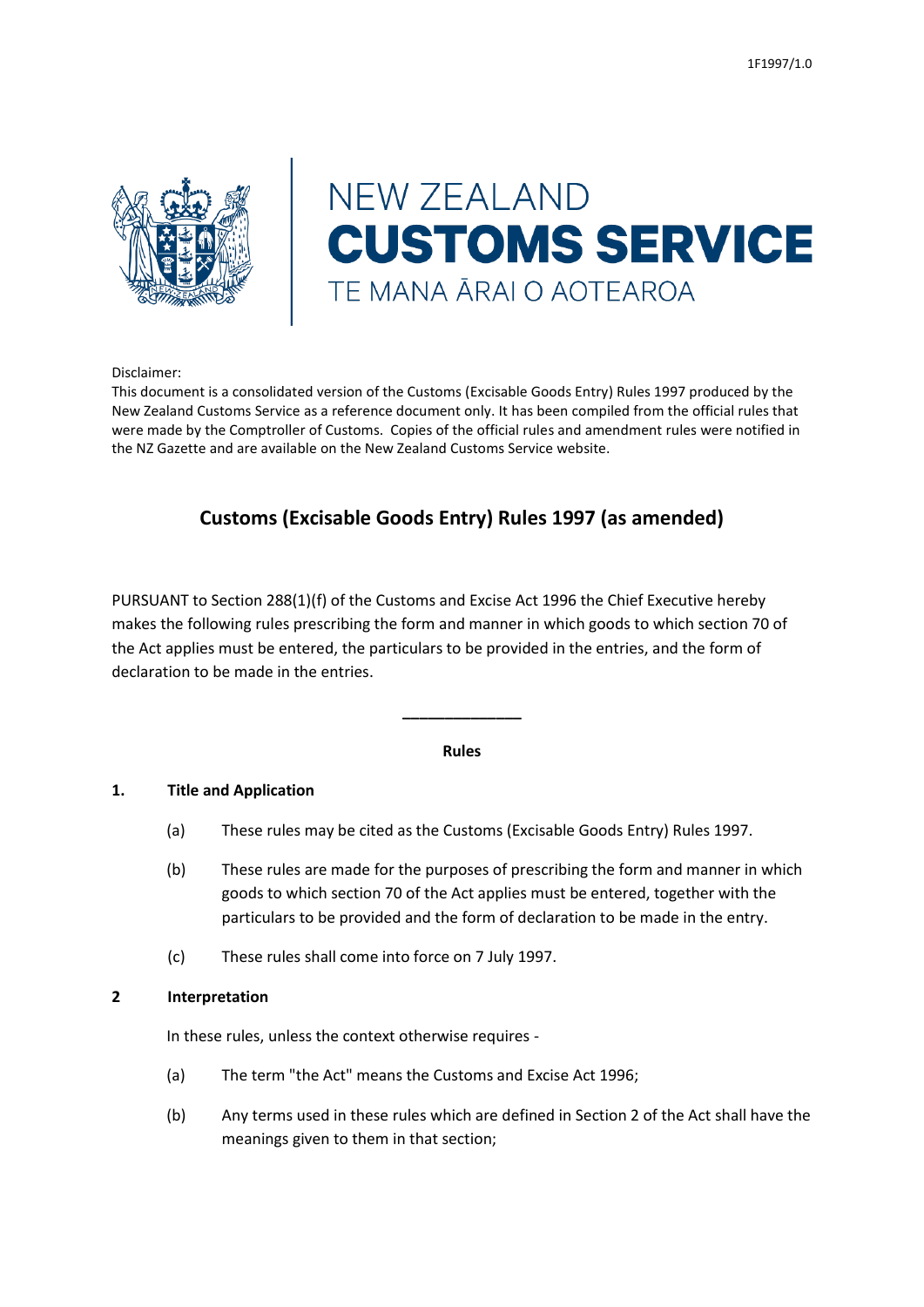NEW ZEALAND
**CUSTOMS SERVICE**
TE MANA ĀRAI O AOTEAROA

Disclaimer:
This document is a consolidated version of the Customs (Excisable Goods Entry) Rules 1997 produced by the New Zealand Customs Service as a reference document only. It has been compiled from the official rules that were made by the Comptroller of Customs. Copies of the official rules and amendment rules were notified in the NZ Gazette and are available on the New Zealand Customs Service website.

# Customs (Excisable Goods Entry) Rules 1997 (as amended)

PURSUANT to Section 288(1)(f) of the Customs and Excise Act 1996 the Chief Executive hereby makes the following rules prescribing the form and manner in which goods to which section 70 of the Act applies must be entered, the particulars to be provided in the entries, and the form of declaration to be made in the entries.

---

## Rules

### 1. Title and Application

(a) These rules may be cited as the Customs (Excisable Goods Entry) Rules 1997.

(b) These rules are made for the purposes of prescribing the form and manner in which goods to which section 70 of the Act applies must be entered, together with the particulars to be provided and the form of declaration to be made in the entry.

(c) These rules shall come into force on 7 July 1997.

### 2 Interpretation

In these rules, unless the context otherwise requires -

(a) The term "the Act" means the Customs and Excise Act 1996;

(b) Any terms used in these rules which are defined in Section 2 of the Act shall have the meanings given to them in that section;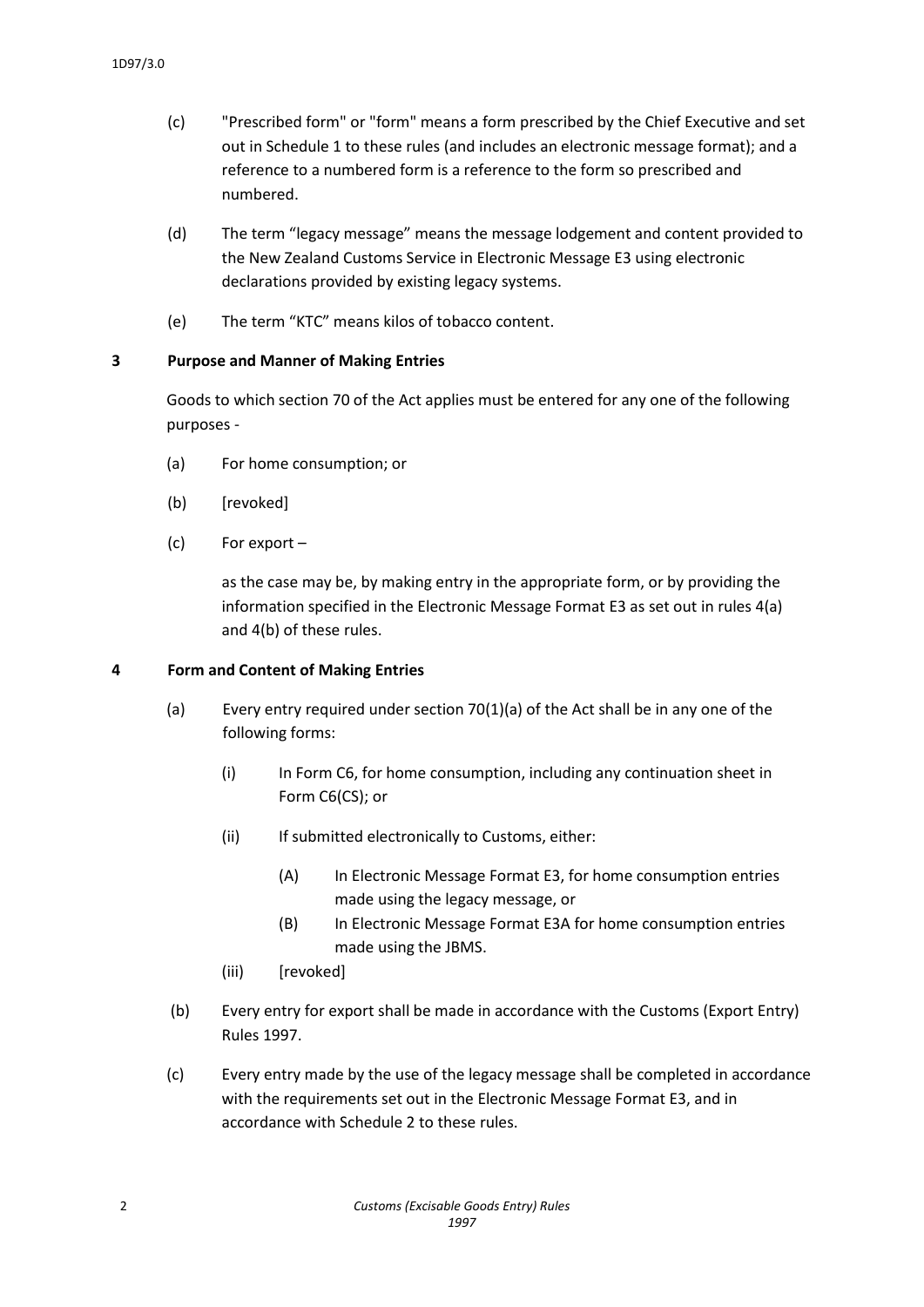(c) "Prescribed form" or "form" means a form prescribed by the Chief Executive and set out in Schedule 1 to these rules (and includes an electronic message format); and a reference to a numbered form is a reference to the form so prescribed and numbered.

(d) The term "legacy message" means the message lodgement and content provided to the New Zealand Customs Service in Electronic Message E3 using electronic declarations provided by existing legacy systems.

(e) The term "KTC" means kilos of tobacco content.

### 3 Purpose and Manner of Making Entries

Goods to which section 70 of the Act applies must be entered for any one of the following purposes -

(a) For home consumption; or

(b) [revoked]

(c) For export –

as the case may be, by making entry in the appropriate form, or by providing the information specified in the Electronic Message Format E3 as set out in rules 4(a) and 4(b) of these rules.

### 4 Form and Content of Making Entries

(a) Every entry required under section 70(1)(a) of the Act shall be in any one of the following forms:

- (i) In Form C6, for home consumption, including any continuation sheet in Form C6(CS); or
- (ii) If submitted electronically to Customs, either:
  - (A) In Electronic Message Format E3, for home consumption entries made using the legacy message, or
  - (B) In Electronic Message Format E3A for home consumption entries made using the JBMS.
- (iii) [revoked]

(b) Every entry for export shall be made in accordance with the Customs (Export Entry) Rules 1997.

(c) Every entry made by the use of the legacy message shall be completed in accordance with the requirements set out in the Electronic Message Format E3, and in accordance with Schedule 2 to these rules.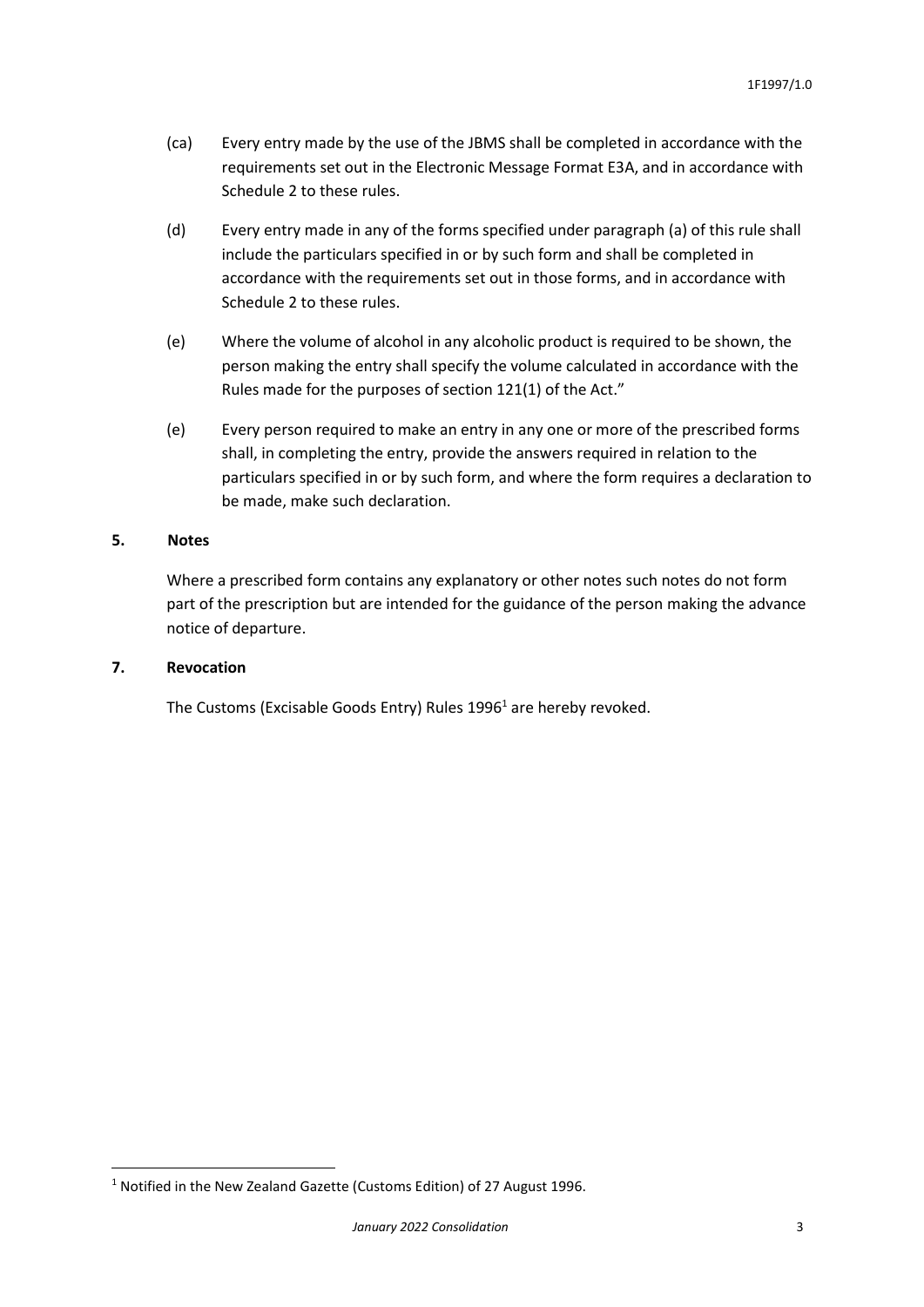(ca) Every entry made by the use of the JBMS shall be completed in accordance with the requirements set out in the Electronic Message Format E3A, and in accordance with Schedule 2 to these rules.

(d) Every entry made in any of the forms specified under paragraph (a) of this rule shall include the particulars specified in or by such form and shall be completed in accordance with the requirements set out in those forms, and in accordance with Schedule 2 to these rules.

(e) Where the volume of alcohol in any alcoholic product is required to be shown, the person making the entry shall specify the volume calculated in accordance with the Rules made for the purposes of section 121(1) of the Act."

(e) Every person required to make an entry in any one or more of the prescribed forms shall, in completing the entry, provide the answers required in relation to the particulars specified in or by such form, and where the form requires a declaration to be made, make such declaration.

## 5. Notes

Where a prescribed form contains any explanatory or other notes such notes do not form part of the prescription but are intended for the guidance of the person making the advance notice of departure.

## 7. Revocation

The Customs (Excisable Goods Entry) Rules 1996[1] are hereby revoked.

[1] Notified in the New Zealand Gazette (Customs Edition) of 27 August 1996.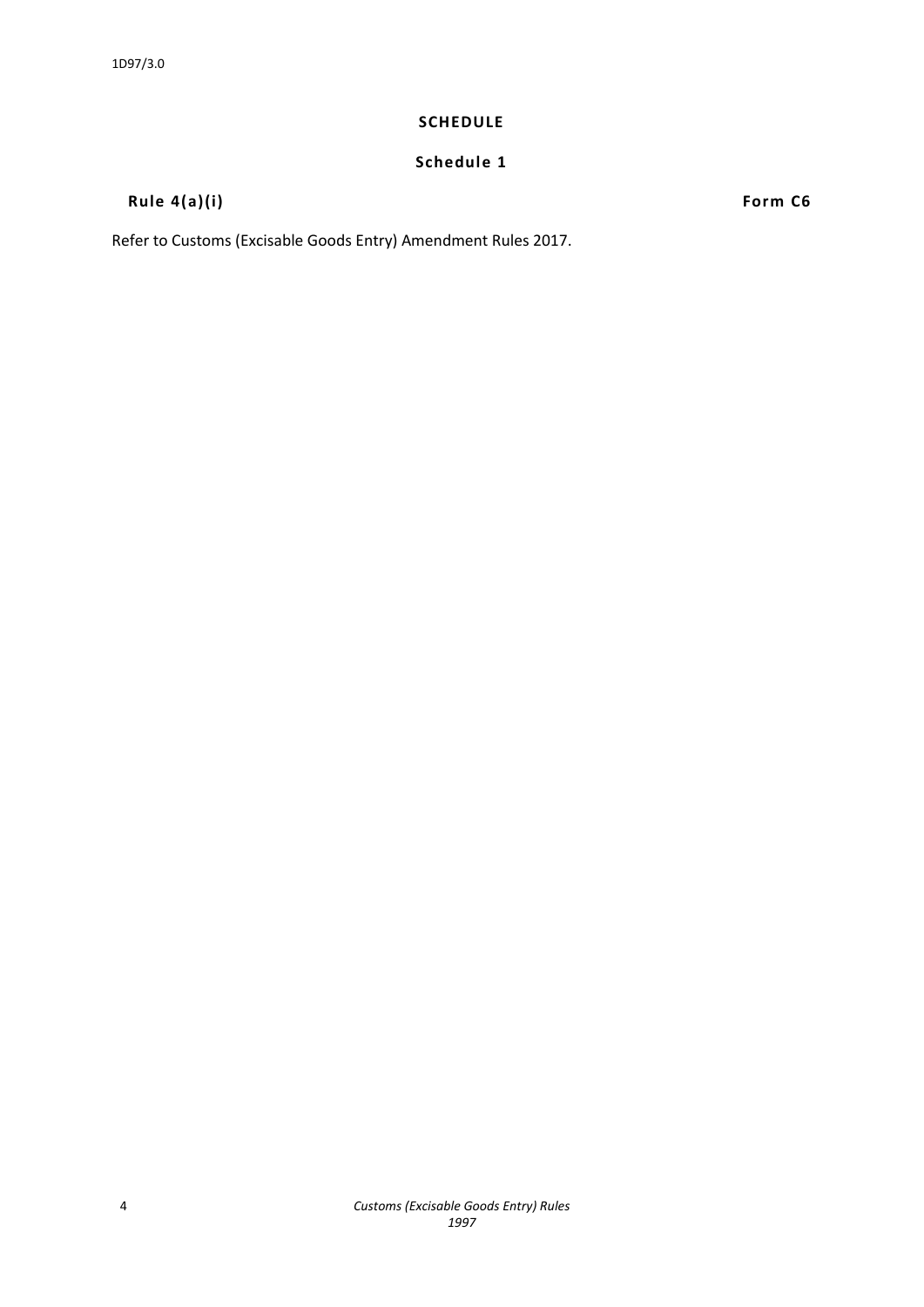## SCHEDULE

### Schedule 1

**Rule 4(a)(i)** **Form C6**

Refer to Customs (Excisable Goods Entry) Amendment Rules 2017.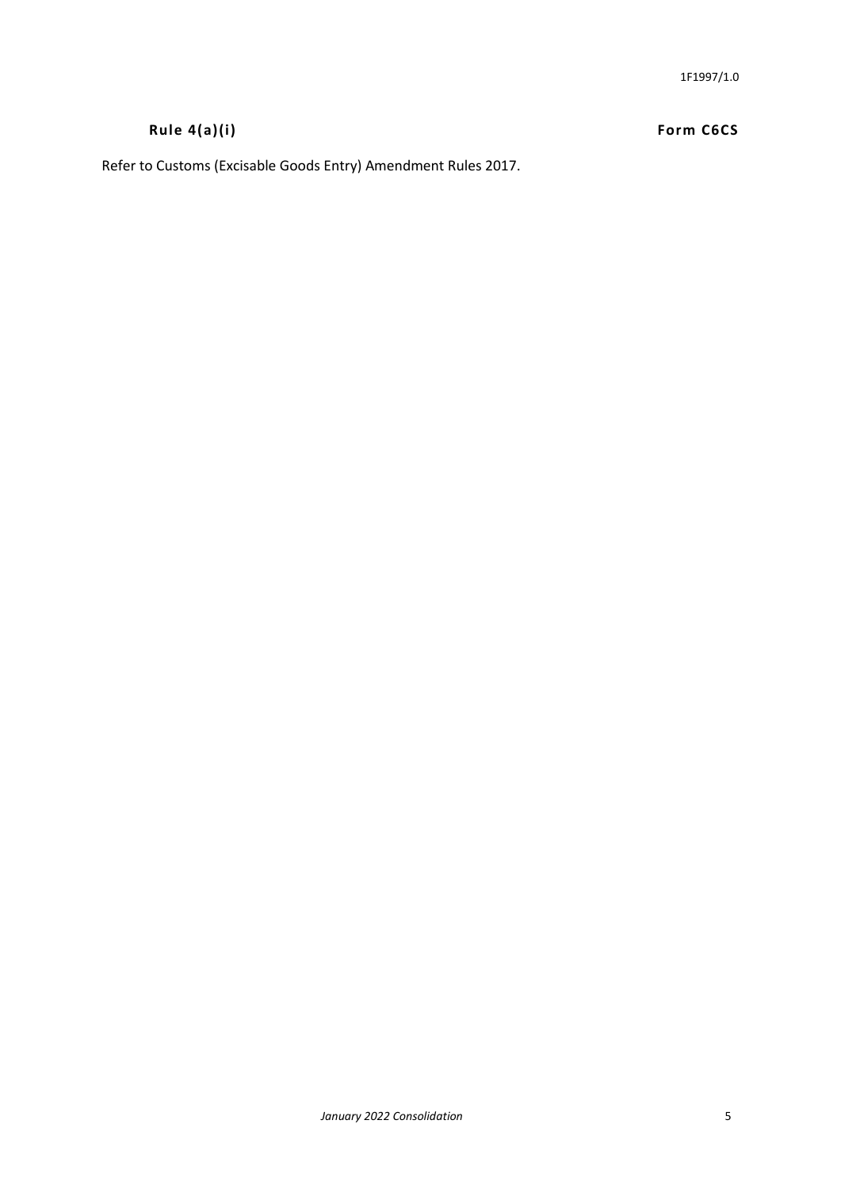**Rule 4(a)(i)** **Form C6CS**

Refer to Customs (Excisable Goods Entry) Amendment Rules 2017.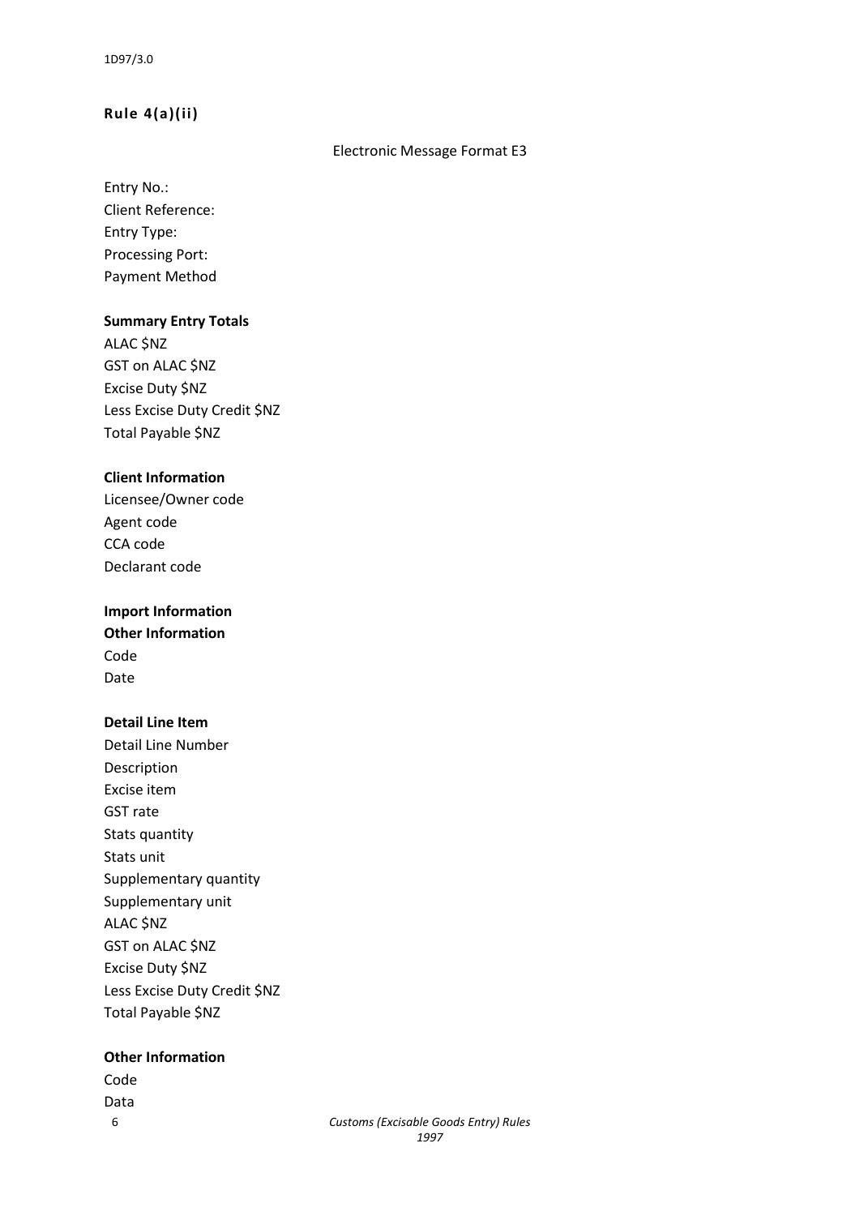## Rule 4(a)(ii)

Electronic Message Format E3

Entry No.:
Client Reference:
Entry Type:
Processing Port:
Payment Method

**Summary Entry Totals**
ALAC $NZ
GST on ALAC $NZ
Excise Duty $NZ
Less Excise Duty Credit $NZ
Total Payable $NZ

**Client Information**
Licensee/Owner code
Agent code
CCA code
Declarant code

**Import Information**
**Other Information**
Code
Date

**Detail Line Item**
Detail Line Number
Description
Excise item
GST rate
Stats quantity
Stats unit
Supplementary quantity
Supplementary unit
ALAC $NZ
GST on ALAC $NZ
Excise Duty $NZ
Less Excise Duty Credit $NZ
Total Payable $NZ

**Other Information**
Code
Data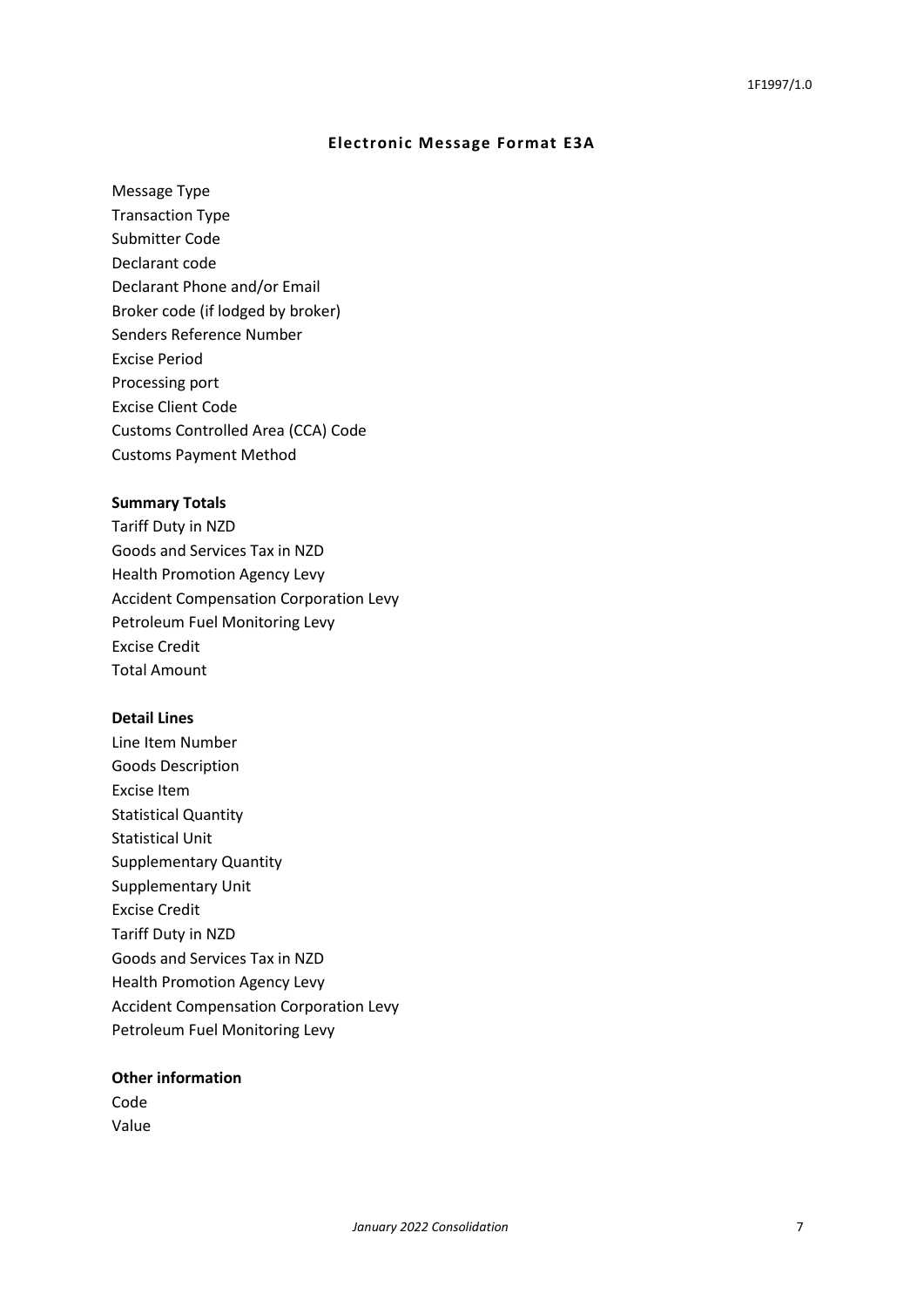## Electronic Message Format E3A

Message Type
Transaction Type
Submitter Code
Declarant code
Declarant Phone and/or Email
Broker code (if lodged by broker)
Senders Reference Number
Excise Period
Processing port
Excise Client Code
Customs Controlled Area (CCA) Code
Customs Payment Method

**Summary Totals**

Tariff Duty in NZD
Goods and Services Tax in NZD
Health Promotion Agency Levy
Accident Compensation Corporation Levy
Petroleum Fuel Monitoring Levy
Excise Credit
Total Amount

**Detail Lines**

Line Item Number
Goods Description
Excise Item
Statistical Quantity
Statistical Unit
Supplementary Quantity
Supplementary Unit
Excise Credit
Tariff Duty in NZD
Goods and Services Tax in NZD
Health Promotion Agency Levy
Accident Compensation Corporation Levy
Petroleum Fuel Monitoring Levy

**Other information**

Code
Value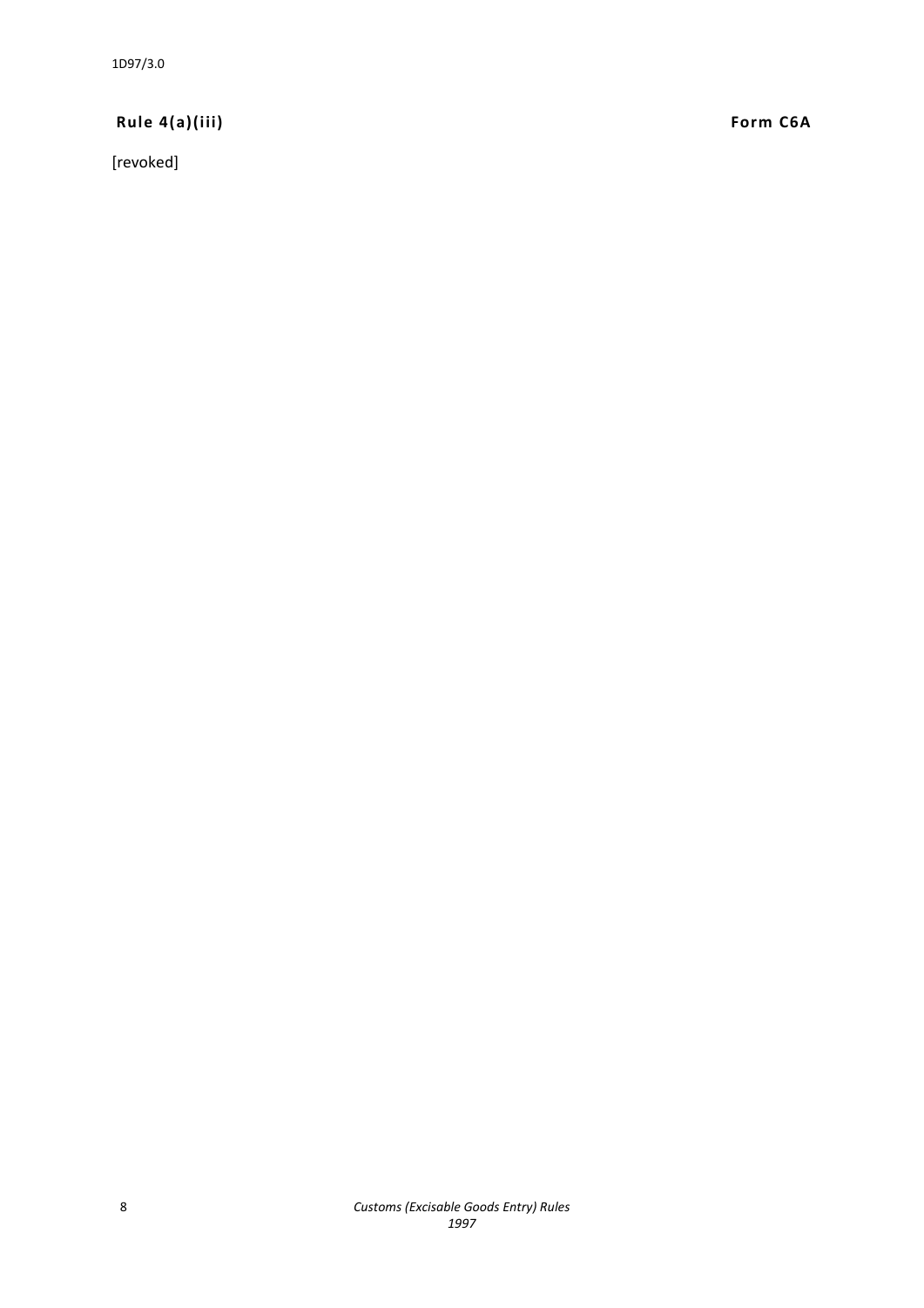**Rule 4(a)(iii)** **Form C6A**

[revoked]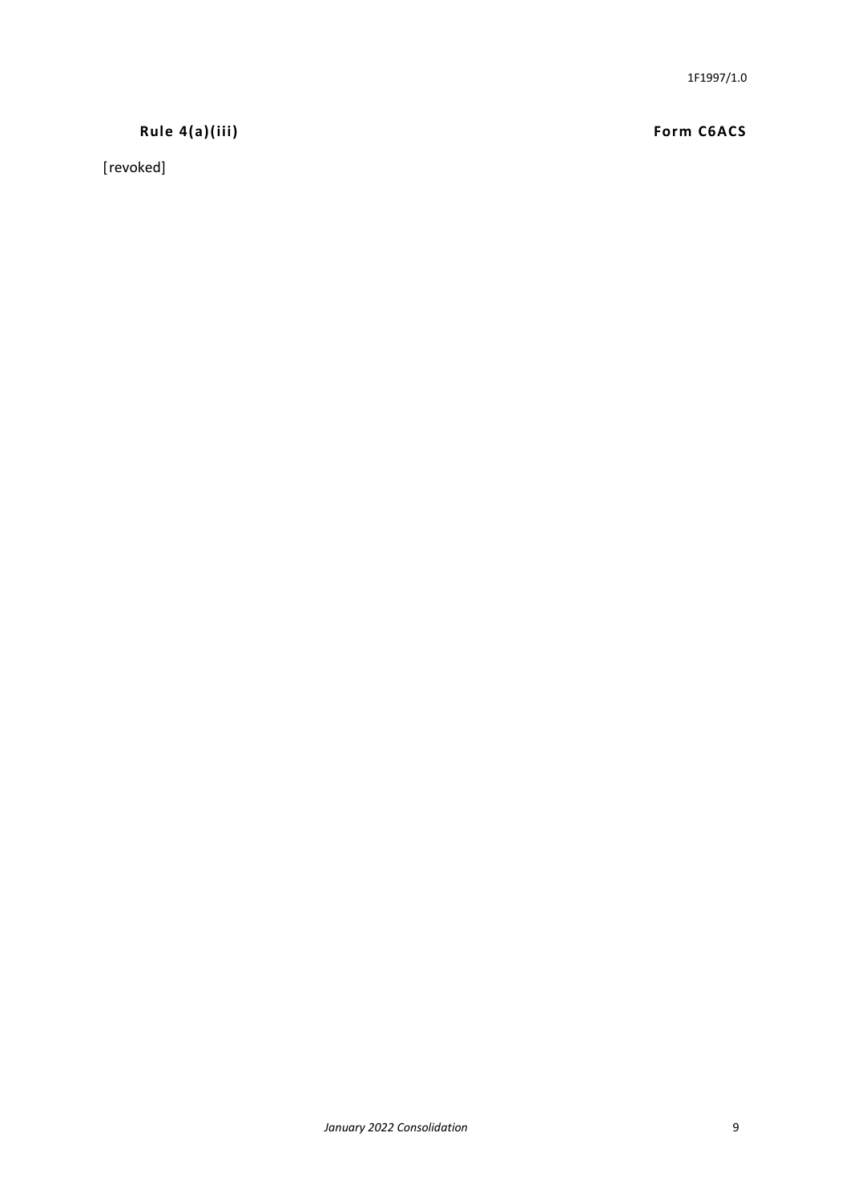**Rule 4(a)(iii)** **Form C6ACS**

[revoked]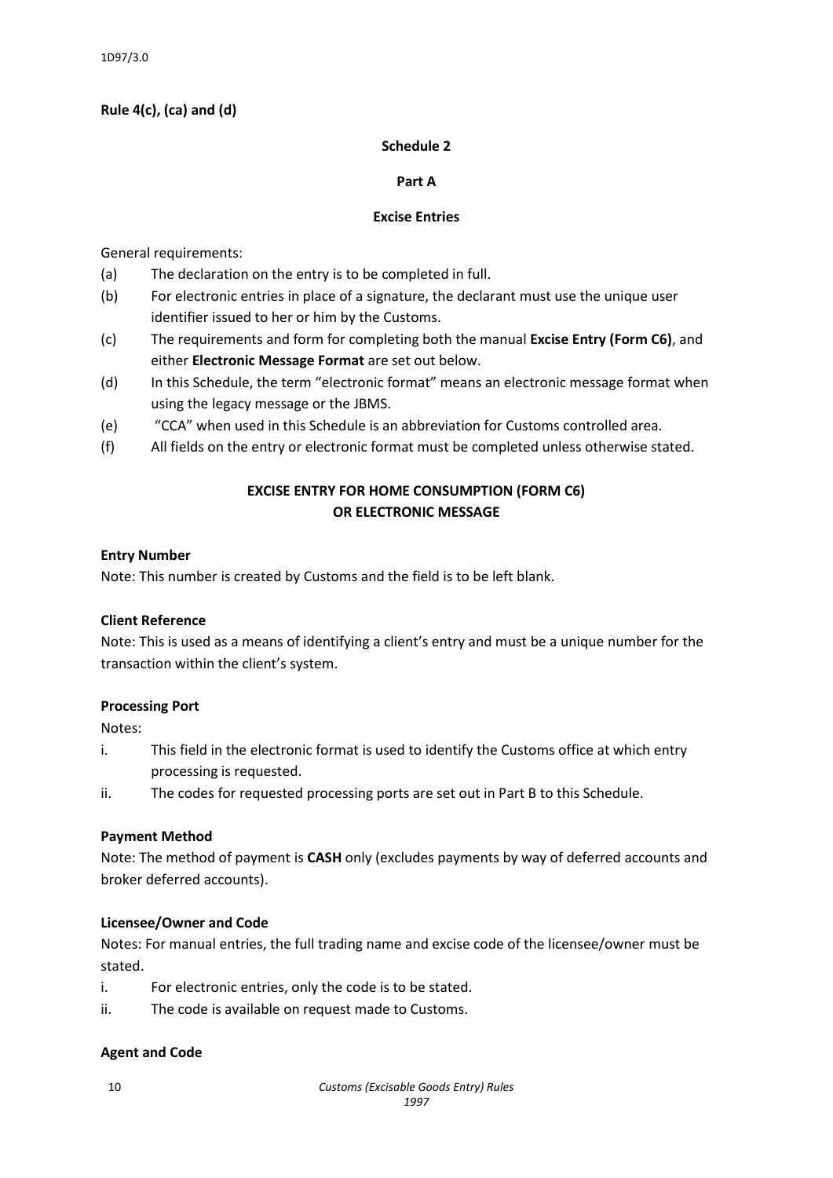**Rule 4(c), (ca) and (d)**

**Schedule 2**

**Part A**

**Excise Entries**

General requirements:

(a) The declaration on the entry is to be completed in full.

(b) For electronic entries in place of a signature, the declarant must use the unique user identifier issued to her or him by the Customs.

(c) The requirements and form for completing both the manual **Excise Entry (Form C6)**, and either **Electronic Message Format** are set out below.

(d) In this Schedule, the term "electronic format" means an electronic message format when using the legacy message or the JBMS.

(e) "CCA" when used in this Schedule is an abbreviation for Customs controlled area.

(f) All fields on the entry or electronic format must be completed unless otherwise stated.

**EXCISE ENTRY FOR HOME CONSUMPTION (FORM C6) OR ELECTRONIC MESSAGE**

**Entry Number**

Note: This number is created by Customs and the field is to be left blank.

**Client Reference**

Note: This is used as a means of identifying a client's entry and must be a unique number for the transaction within the client's system.

**Processing Port**

Notes:

i. This field in the electronic format is used to identify the Customs office at which entry processing is requested.

ii. The codes for requested processing ports are set out in Part B to this Schedule.

**Payment Method**

Note: The method of payment is **CASH** only (excludes payments by way of deferred accounts and broker deferred accounts).

**Licensee/Owner and Code**

Notes: For manual entries, the full trading name and excise code of the licensee/owner must be stated.

i. For electronic entries, only the code is to be stated.

ii. The code is available on request made to Customs.

**Agent and Code**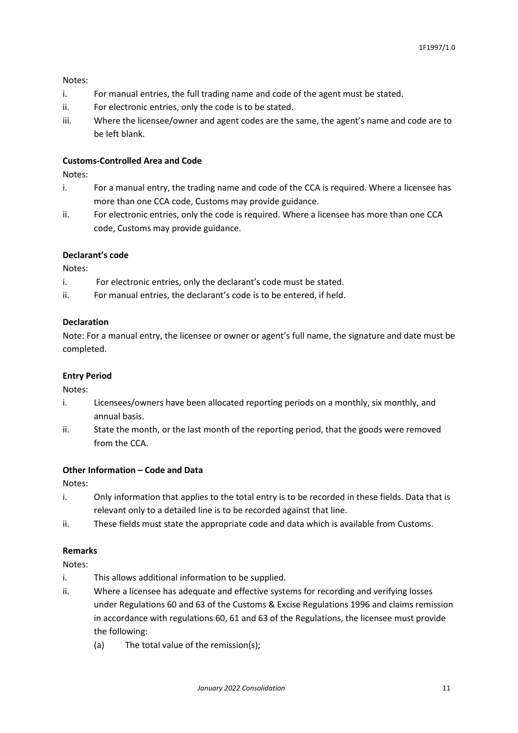Notes:

i. For manual entries, the full trading name and code of the agent must be stated.
ii. For electronic entries, only the code is to be stated.
iii. Where the licensee/owner and agent codes are the same, the agent's name and code are to be left blank.

**Customs-Controlled Area and Code**

Notes:

i. For a manual entry, the trading name and code of the CCA is required. Where a licensee has more than one CCA code, Customs may provide guidance.
ii. For electronic entries, only the code is required. Where a licensee has more than one CCA code, Customs may provide guidance.

**Declarant's code**

Notes:

i. For electronic entries, only the declarant's code must be stated.
ii. For manual entries, the declarant's code is to be entered, if held.

**Declaration**

Note: For a manual entry, the licensee or owner or agent's full name, the signature and date must be completed.

**Entry Period**

Notes:

i. Licensees/owners have been allocated reporting periods on a monthly, six monthly, and annual basis.
ii. State the month, or the last month of the reporting period, that the goods were removed from the CCA.

**Other Information – Code and Data**

Notes:

i. Only information that applies to the total entry is to be recorded in these fields. Data that is relevant only to a detailed line is to be recorded against that line.
ii. These fields must state the appropriate code and data which is available from Customs.

**Remarks**

Notes:

i. This allows additional information to be supplied.
ii. Where a licensee has adequate and effective systems for recording and verifying losses under Regulations 60 and 63 of the Customs & Excise Regulations 1996 and claims remission in accordance with regulations 60, 61 and 63 of the Regulations, the licensee must provide the following:
    (a) The total value of the remission(s);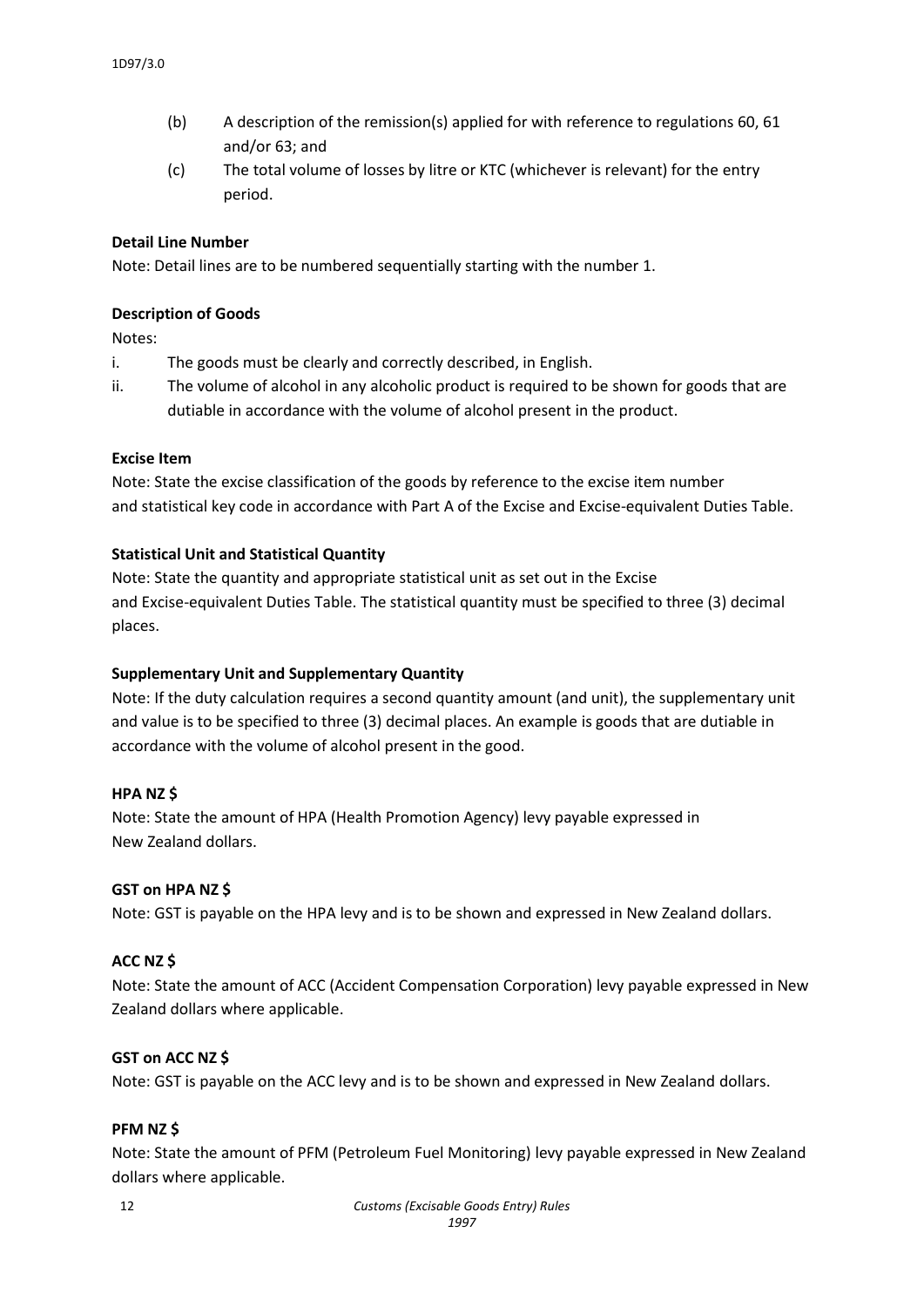(b) A description of the remission(s) applied for with reference to regulations 60, 61 and/or 63; and

(c) The total volume of losses by litre or KTC (whichever is relevant) for the entry period.

**Detail Line Number**

Note: Detail lines are to be numbered sequentially starting with the number 1.

**Description of Goods**

Notes:

i. The goods must be clearly and correctly described, in English.

ii. The volume of alcohol in any alcoholic product is required to be shown for goods that are dutiable in accordance with the volume of alcohol present in the product.

**Excise Item**

Note: State the excise classification of the goods by reference to the excise item number and statistical key code in accordance with Part A of the Excise and Excise-equivalent Duties Table.

**Statistical Unit and Statistical Quantity**

Note: State the quantity and appropriate statistical unit as set out in the Excise and Excise-equivalent Duties Table. The statistical quantity must be specified to three (3) decimal places.

**Supplementary Unit and Supplementary Quantity**

Note: If the duty calculation requires a second quantity amount (and unit), the supplementary unit and value is to be specified to three (3) decimal places. An example is goods that are dutiable in accordance with the volume of alcohol present in the good.

**HPA NZ $**

Note: State the amount of HPA (Health Promotion Agency) levy payable expressed in New Zealand dollars.

**GST on HPA NZ $**

Note: GST is payable on the HPA levy and is to be shown and expressed in New Zealand dollars.

**ACC NZ $**

Note: State the amount of ACC (Accident Compensation Corporation) levy payable expressed in New Zealand dollars where applicable.

**GST on ACC NZ $**

Note: GST is payable on the ACC levy and is to be shown and expressed in New Zealand dollars.

**PFM NZ $**

Note: State the amount of PFM (Petroleum Fuel Monitoring) levy payable expressed in New Zealand dollars where applicable.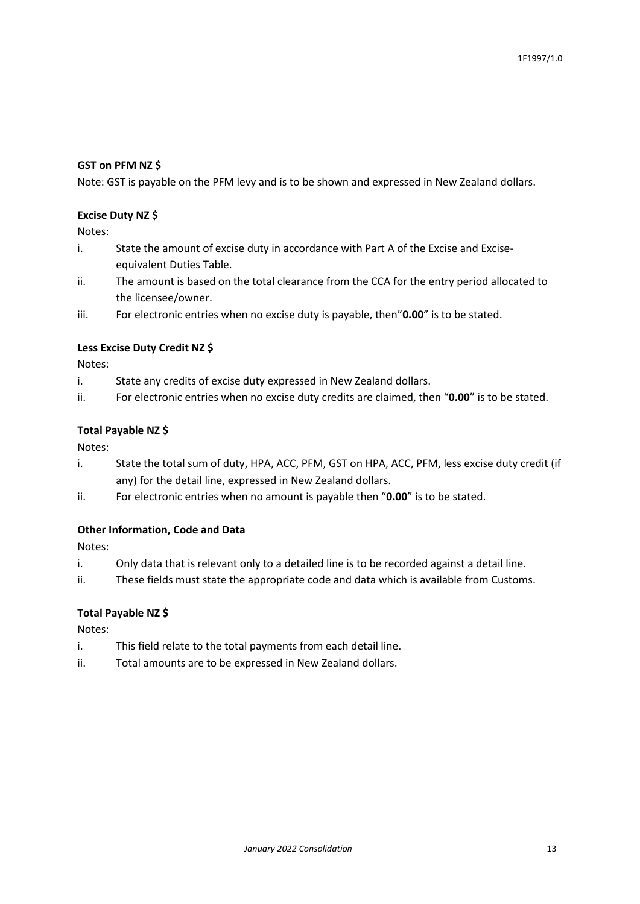**GST on PFM NZ $**

Note: GST is payable on the PFM levy and is to be shown and expressed in New Zealand dollars.

**Excise Duty NZ $**

Notes:

i. State the amount of excise duty in accordance with Part A of the Excise and Excise-equivalent Duties Table.

ii. The amount is based on the total clearance from the CCA for the entry period allocated to the licensee/owner.

iii. For electronic entries when no excise duty is payable, then"**0.00**" is to be stated.

**Less Excise Duty Credit NZ $**

Notes:

i. State any credits of excise duty expressed in New Zealand dollars.

ii. For electronic entries when no excise duty credits are claimed, then "**0.00**" is to be stated.

**Total Payable NZ $**

Notes:

i. State the total sum of duty, HPA, ACC, PFM, GST on HPA, ACC, PFM, less excise duty credit (if any) for the detail line, expressed in New Zealand dollars.

ii. For electronic entries when no amount is payable then "**0.00**" is to be stated.

**Other Information, Code and Data**

Notes:

i. Only data that is relevant only to a detailed line is to be recorded against a detail line.

ii. These fields must state the appropriate code and data which is available from Customs.

**Total Payable NZ $**

Notes:

i. This field relate to the total payments from each detail line.

ii. Total amounts are to be expressed in New Zealand dollars.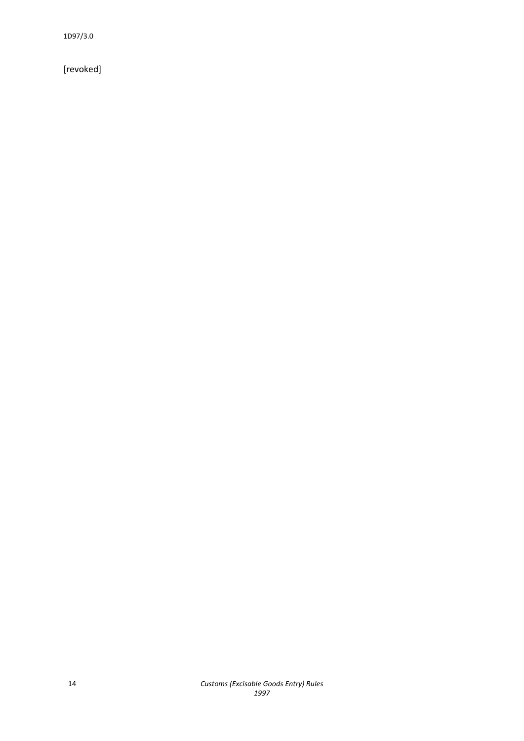1D97/3.0

[revoked]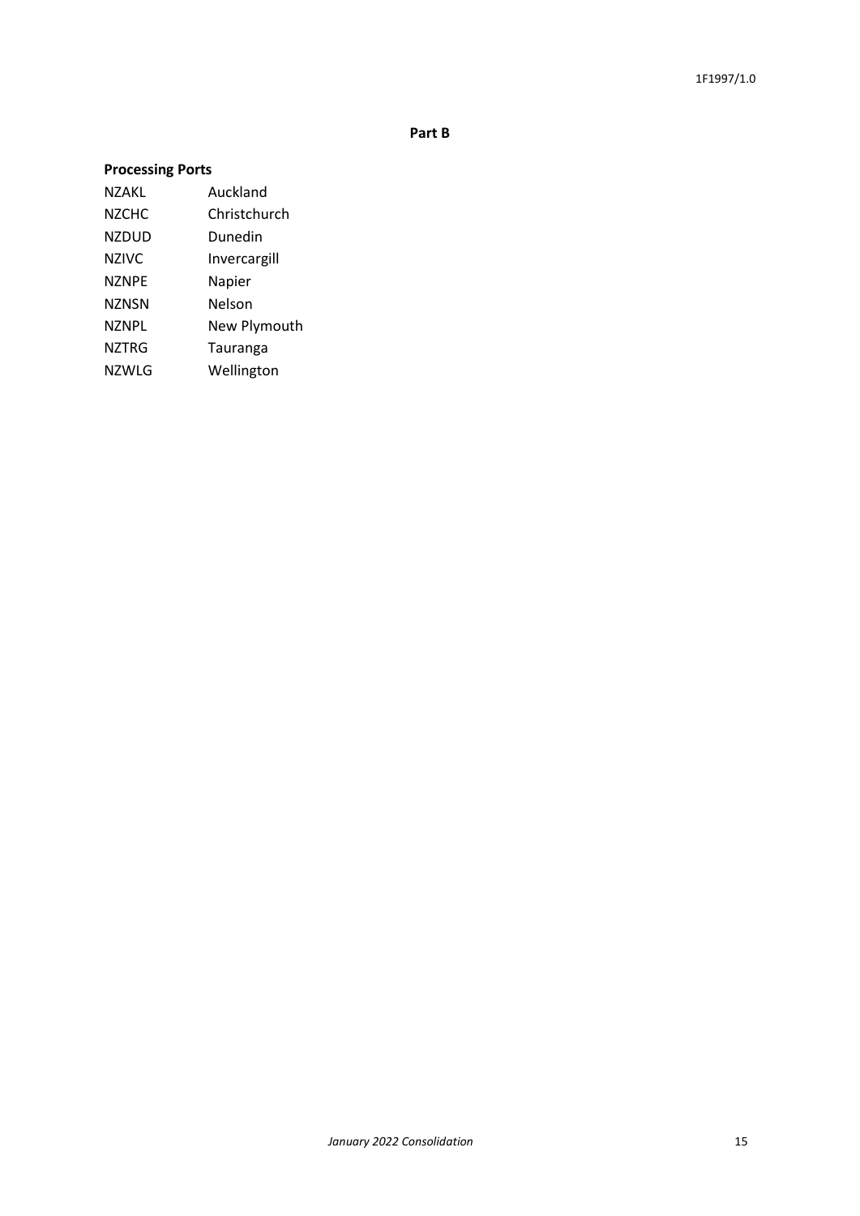**Part B**

**Processing Ports**

| | |
|---|---|
| NZAKL | Auckland |
| NZCHC | Christchurch |
| NZDUD | Dunedin |
| NZIVC | Invercargill |
| NZNPE | Napier |
| NZNSN | Nelson |
| NZNPL | New Plymouth |
| NZTRG | Tauranga |
| NZWLG | Wellington |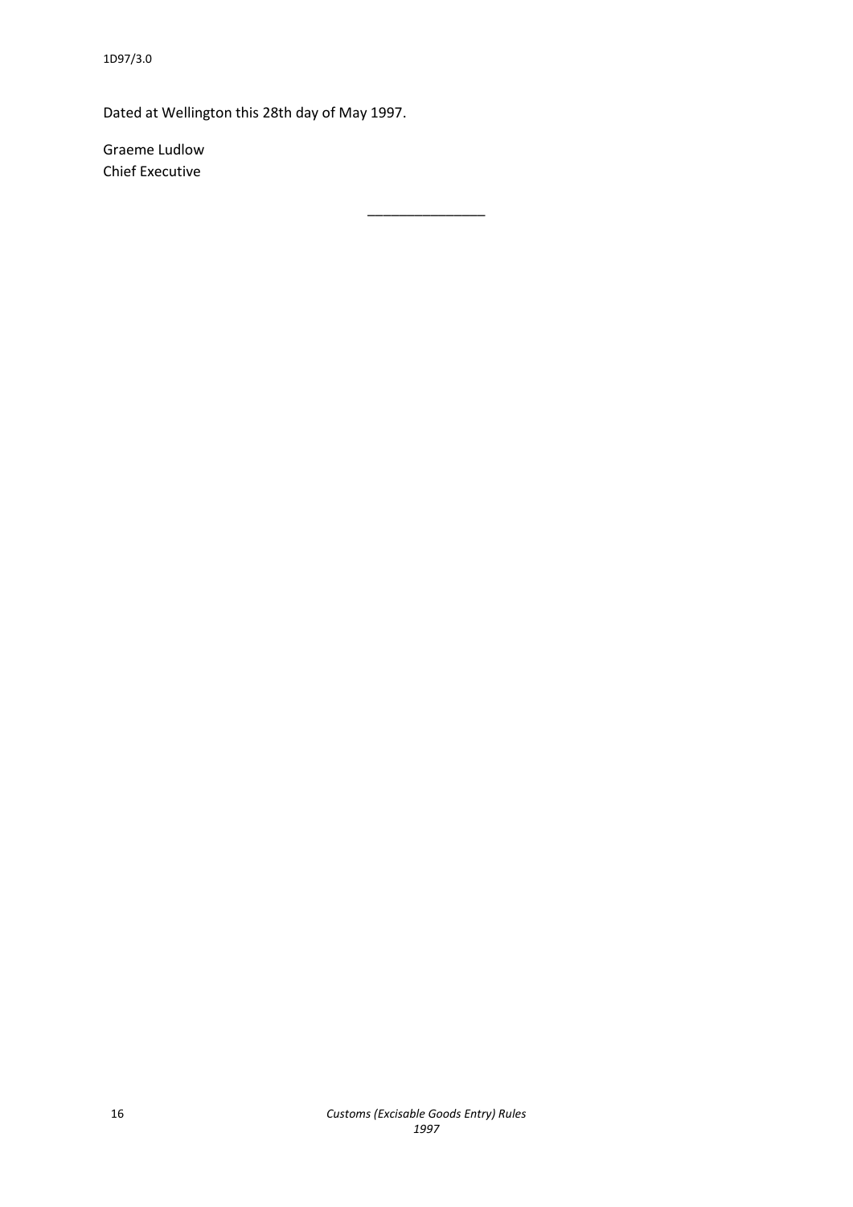Dated at Wellington this 28th day of May 1997.

Graeme Ludlow
Chief Executive

---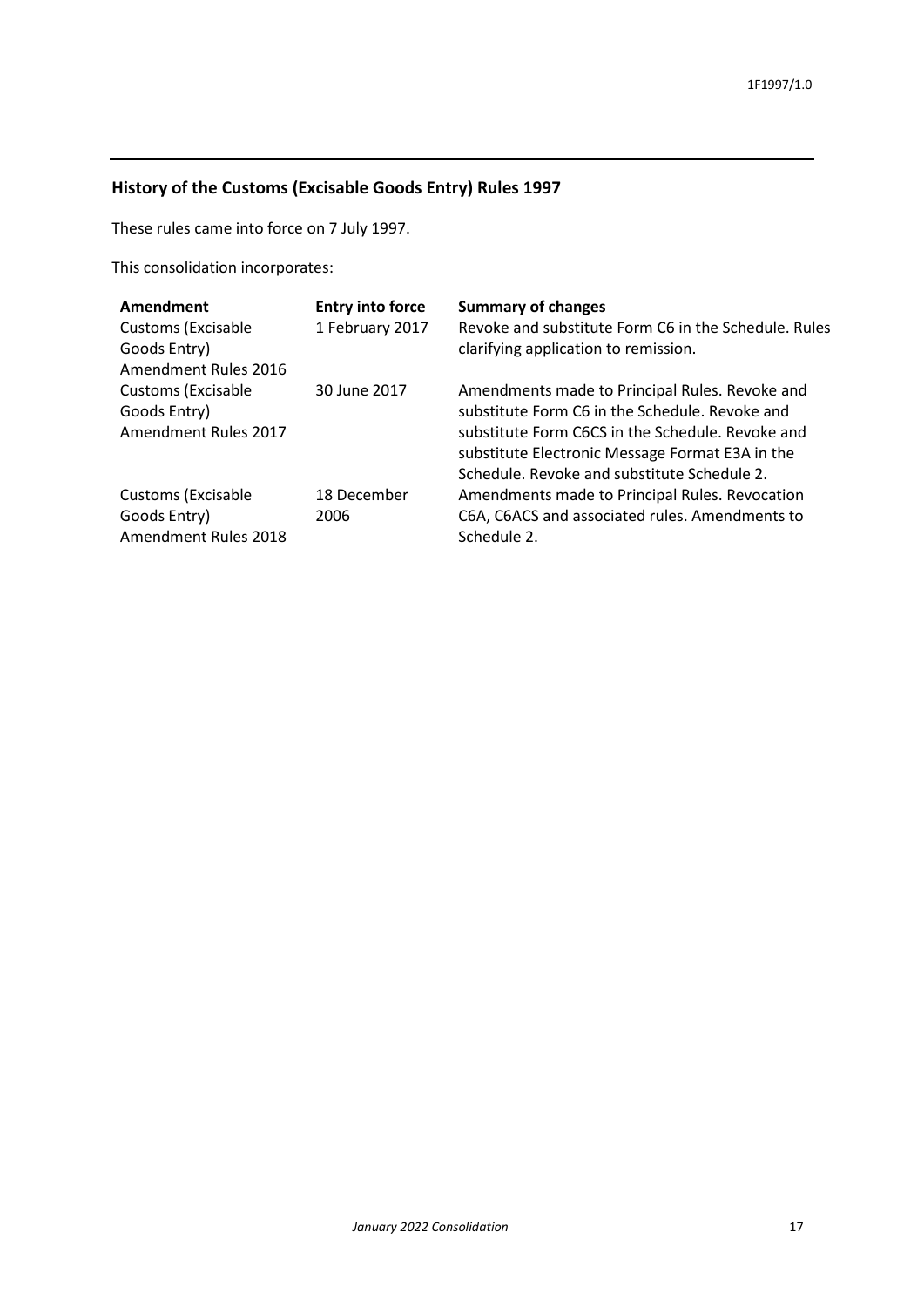## History of the Customs (Excisable Goods Entry) Rules 1997

These rules came into force on 7 July 1997.

This consolidation incorporates:

| Amendment | Entry into force | Summary of changes |
|---|---|---|
| Customs (Excisable Goods Entry) Amendment Rules 2016 | 1 February 2017 | Revoke and substitute Form C6 in the Schedule. Rules clarifying application to remission. |
| Customs (Excisable Goods Entry) Amendment Rules 2017 | 30 June 2017 | Amendments made to Principal Rules. Revoke and substitute Form C6 in the Schedule. Revoke and substitute Form C6CS in the Schedule. Revoke and substitute Electronic Message Format E3A in the Schedule. Revoke and substitute Schedule 2. |
| Customs (Excisable Goods Entry) Amendment Rules 2018 | 18 December 2006 | Amendments made to Principal Rules. Revocation C6A, C6ACS and associated rules. Amendments to Schedule 2. |